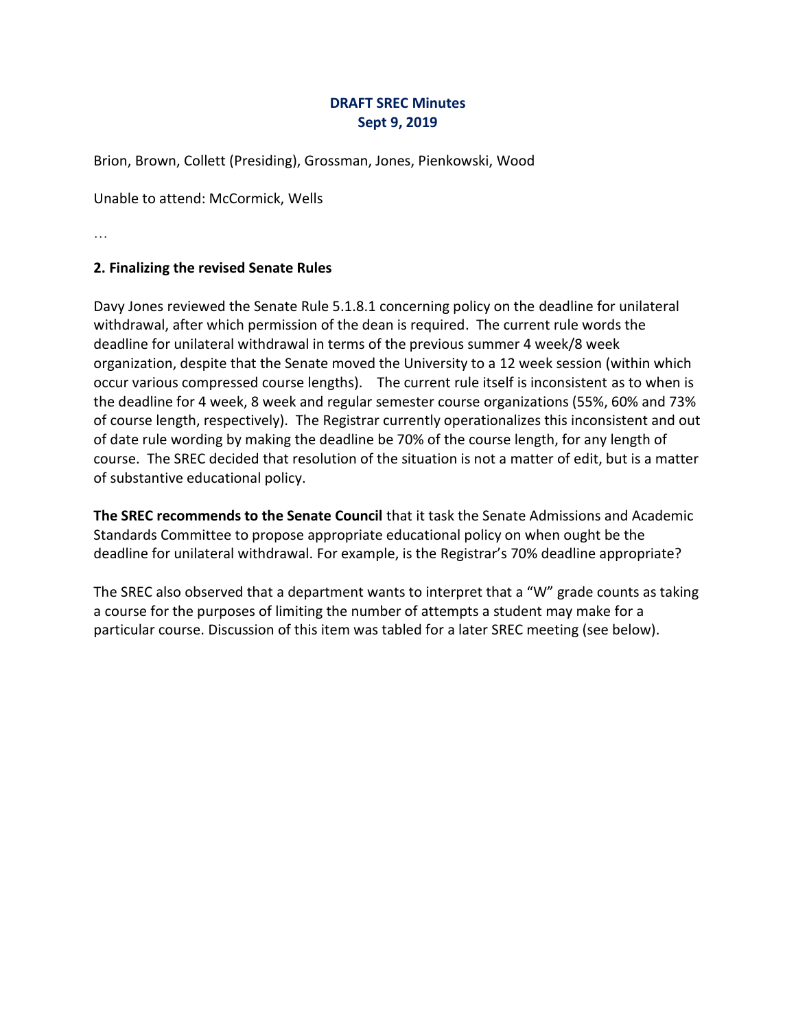# DRAFT SREC Minutes
## Sept 9, 2019

Brion, Brown, Collett (Presiding), Grossman, Jones, Pienkowski, Wood

Unable to attend: McCormick, Wells

…

### 2. Finalizing the revised Senate Rules

Davy Jones reviewed the Senate Rule 5.1.8.1 concerning policy on the deadline for unilateral withdrawal, after which permission of the dean is required. The current rule words the deadline for unilateral withdrawal in terms of the previous summer 4 week/8 week organization, despite that the Senate moved the University to a 12 week session (within which occur various compressed course lengths). The current rule itself is inconsistent as to when is the deadline for 4 week, 8 week and regular semester course organizations (55%, 60% and 73% of course length, respectively). The Registrar currently operationalizes this inconsistent and out of date rule wording by making the deadline be 70% of the course length, for any length of course. The SREC decided that resolution of the situation is not a matter of edit, but is a matter of substantive educational policy.

**The SREC recommends to the Senate Council** that it task the Senate Admissions and Academic Standards Committee to propose appropriate educational policy on when ought be the deadline for unilateral withdrawal. For example, is the Registrar's 70% deadline appropriate?

The SREC also observed that a department wants to interpret that a "W" grade counts as taking a course for the purposes of limiting the number of attempts a student may make for a particular course. Discussion of this item was tabled for a later SREC meeting (see below).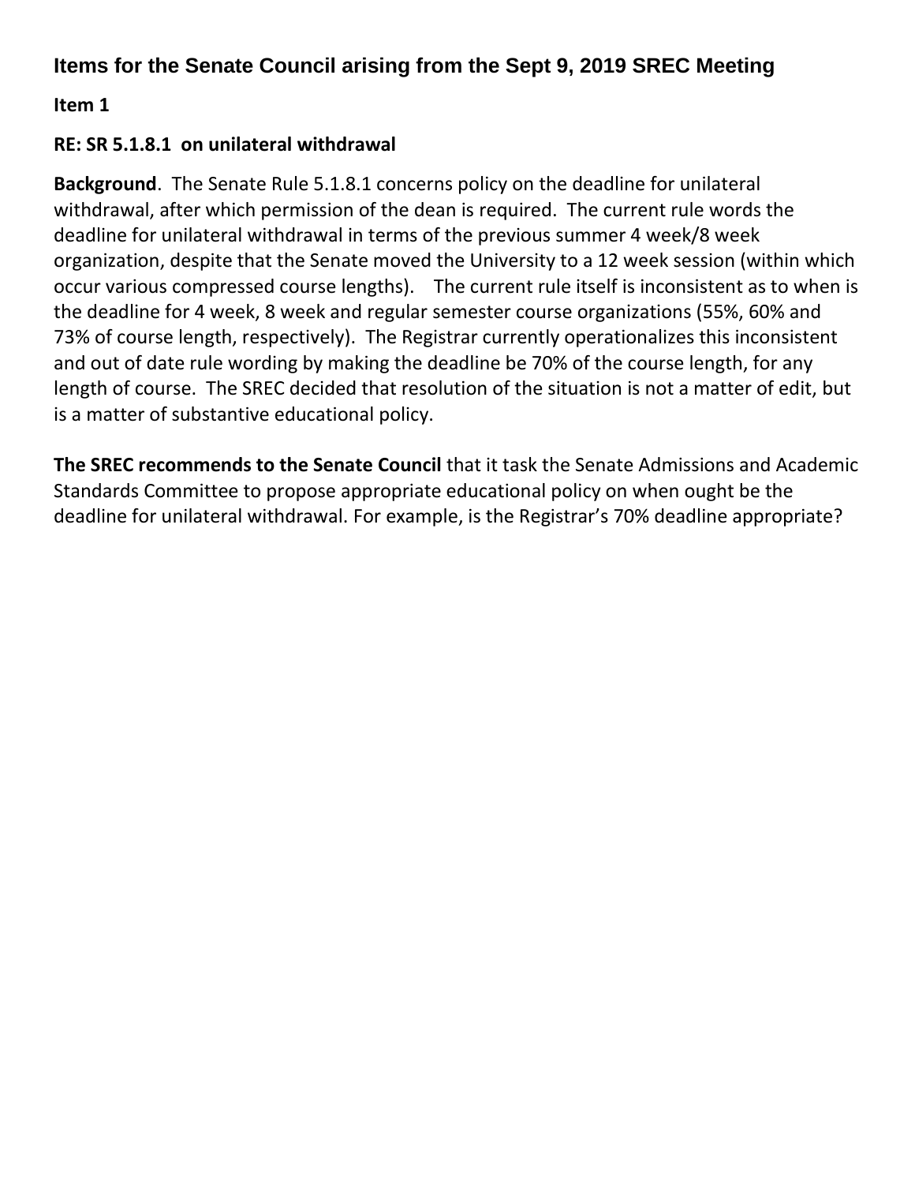# Items for the Senate Council arising from the Sept 9, 2019 SREC Meeting

## Item 1

### RE: SR 5.1.8.1 on unilateral withdrawal

**Background**. The Senate Rule 5.1.8.1 concerns policy on the deadline for unilateral withdrawal, after which permission of the dean is required. The current rule words the deadline for unilateral withdrawal in terms of the previous summer 4 week/8 week organization, despite that the Senate moved the University to a 12 week session (within which occur various compressed course lengths). The current rule itself is inconsistent as to when is the deadline for 4 week, 8 week and regular semester course organizations (55%, 60% and 73% of course length, respectively). The Registrar currently operationalizes this inconsistent and out of date rule wording by making the deadline be 70% of the course length, for any length of course. The SREC decided that resolution of the situation is not a matter of edit, but is a matter of substantive educational policy.

**The SREC recommends to the Senate Council** that it task the Senate Admissions and Academic Standards Committee to propose appropriate educational policy on when ought be the deadline for unilateral withdrawal. For example, is the Registrar's 70% deadline appropriate?